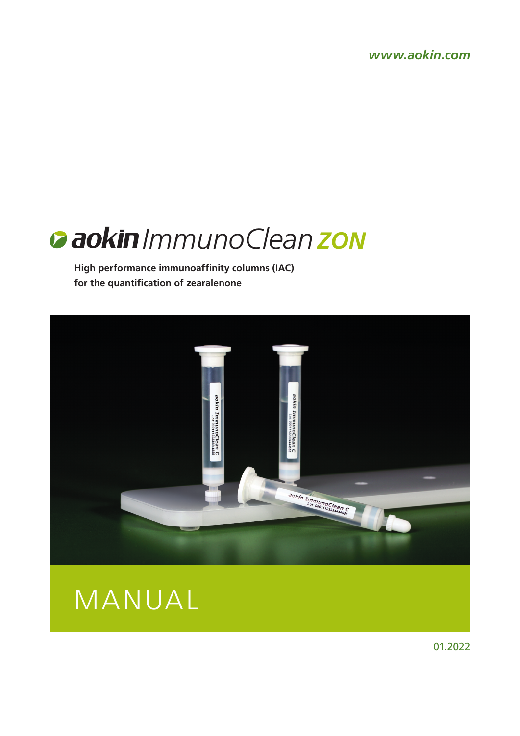*www.aokin.com*

# aokin ImmunoClean ZON

**High performance immunoaffinity columns (IAC) for the quantification of zearalenone**

# MANUAL

01.2022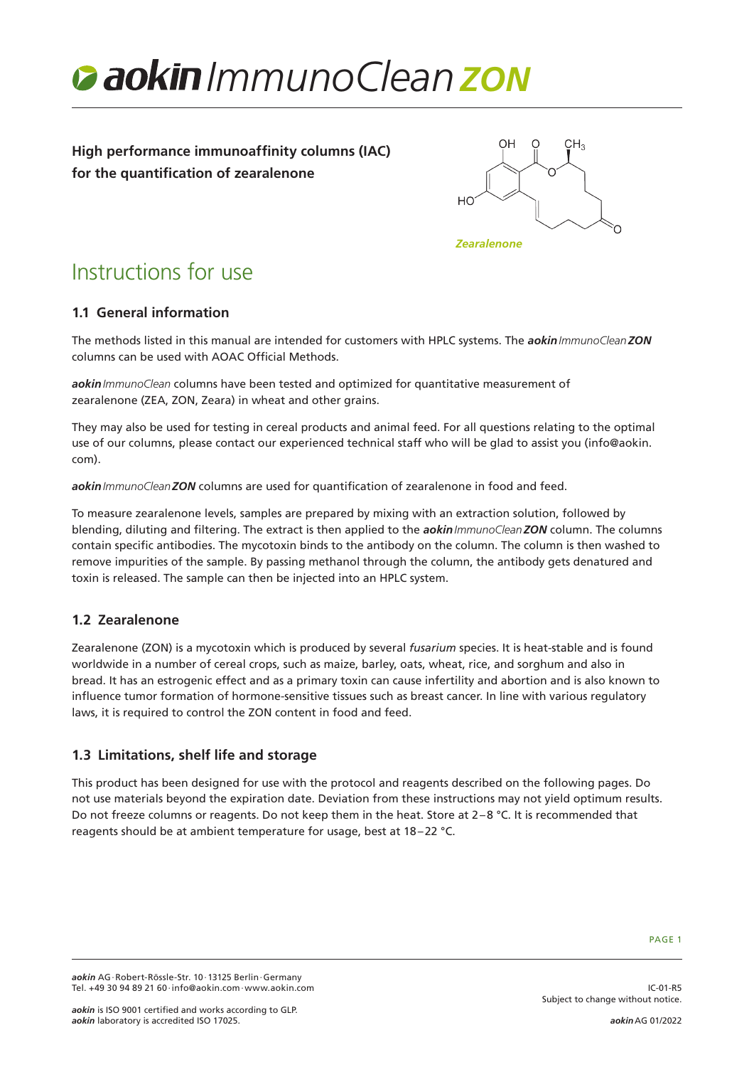# ***aokin** ImmunoClean **ZON***

**High performance immunoaffinity columns (IAC) for the quantification of zearalenone**

*Zearalenone*

## Instructions for use

### 1.1 General information

The methods listed in this manual are intended for customers with HPLC systems. The ***aokin** ImmunoClean **ZON*** columns can be used with AOAC Official Methods.

***aokin** ImmunoClean* columns have been tested and optimized for quantitative measurement of zearalenone (ZEA, ZON, Zeara) in wheat and other grains.

They may also be used for testing in cereal products and animal feed. For all questions relating to the optimal use of our columns, please contact our experienced technical staff who will be glad to assist you (info@aokin.com).

***aokin** ImmunoClean **ZON*** columns are used for quantification of zearalenone in food and feed.

To measure zearalenone levels, samples are prepared by mixing with an extraction solution, followed by blending, diluting and filtering. The extract is then applied to the ***aokin** ImmunoClean **ZON*** column. The columns contain specific antibodies. The mycotoxin binds to the antibody on the column. The column is then washed to remove impurities of the sample. By passing methanol through the column, the antibody gets denatured and toxin is released. The sample can then be injected into an HPLC system.

### 1.2 Zearalenone

Zearalenone (ZON) is a mycotoxin which is produced by several *fusarium* species. It is heat-stable and is found worldwide in a number of cereal crops, such as maize, barley, oats, wheat, rice, and sorghum and also in bread. It has an estrogenic effect and as a primary toxin can cause infertility and abortion and is also known to influence tumor formation of hormone-sensitive tissues such as breast cancer. In line with various regulatory laws, it is required to control the ZON content in food and feed.

### 1.3 Limitations, shelf life and storage

This product has been designed for use with the protocol and reagents described on the following pages. Do not use materials beyond the expiration date. Deviation from these instructions may not yield optimum results. Do not freeze columns or reagents. Do not keep them in the heat. Store at 2–8 °C. It is recommended that reagents should be at ambient temperature for usage, best at 18–22 °C.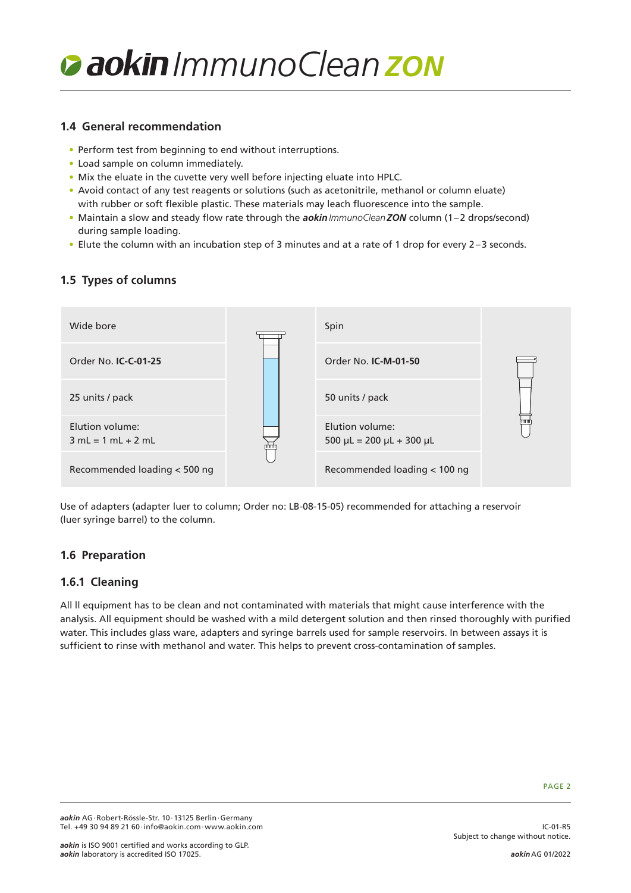# *aokin* ImmunoClean **ZON**

### 1.4 General recommendation

- Perform test from beginning to end without interruptions.
- Load sample on column immediately.
- Mix the eluate in the cuvette very well before injecting eluate into HPLC.
- Avoid contact of any test reagents or solutions (such as acetonitrile, methanol or column eluate) with rubber or soft flexible plastic. These materials may leach fluorescence into the sample.
- Maintain a slow and steady flow rate through the ***aokin*** *ImmunoClean* ***ZON*** column (1–2 drops/second) during sample loading.
- Elute the column with an incubation step of 3 minutes and at a rate of 1 drop for every 2–3 seconds.

### 1.5 Types of columns

| Wide bore | Spin |
| --- | --- |
| Order No. **IC-C-01-25** | Order No. **IC-M-01-50** |
| 25 units / pack | 50 units / pack |
| Elution volume: 3 mL = 1 mL + 2 mL | Elution volume: 500 µL = 200 µL + 300 µL |
| Recommended loading < 500 ng | Recommended loading < 100 ng |

Use of adapters (adapter luer to column; Order no: LB-08-15-05) recommended for attaching a reservoir (luer syringe barrel) to the column.

### 1.6 Preparation

#### 1.6.1 Cleaning

All ll equipment has to be clean and not contaminated with materials that might cause interference with the analysis. All equipment should be washed with a mild detergent solution and then rinsed thoroughly with purified water. This includes glass ware, adapters and syringe barrels used for sample reservoirs. In between assays it is sufficient to rinse with methanol and water. This helps to prevent cross-contamination of samples.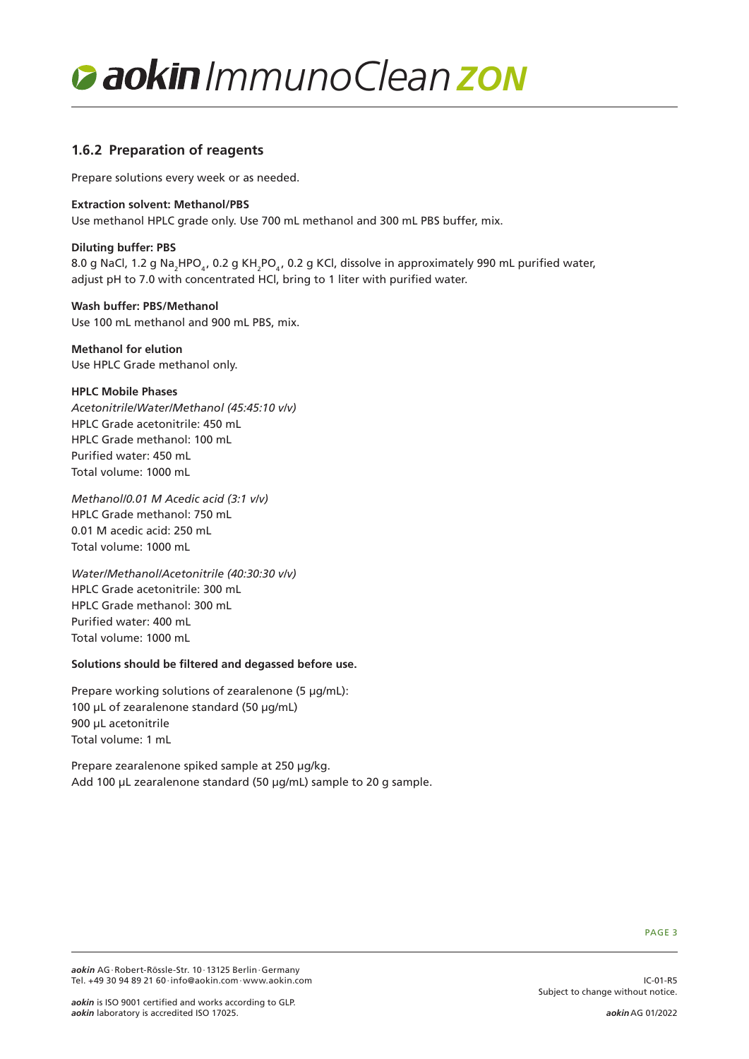## 1.6.2 Preparation of reagents

Prepare solutions every week or as needed.

**Extraction solvent: Methanol/PBS**
Use methanol HPLC grade only. Use 700 mL methanol and 300 mL PBS buffer, mix.

**Diluting buffer: PBS**
8.0 g NaCl, 1.2 g $Na_2HPO_4$, 0.2 g $KH_2PO_4$, 0.2 g KCl, dissolve in approximately 990 mL purified water, adjust pH to 7.0 with concentrated HCl, bring to 1 liter with purified water.

**Wash buffer: PBS/Methanol**
Use 100 mL methanol and 900 mL PBS, mix.

**Methanol for elution**
Use HPLC Grade methanol only.

**HPLC Mobile Phases**
*Acetonitrile/Water/Methanol (45:45:10 v/v)*
HPLC Grade acetonitrile: 450 mL
HPLC Grade methanol: 100 mL
Purified water: 450 mL
Total volume: 1000 mL

*Methanol/0.01 M Acedic acid (3:1 v/v)*
HPLC Grade methanol: 750 mL
0.01 M acedic acid: 250 mL
Total volume: 1000 mL

*Water/Methanol/Acetonitrile (40:30:30 v/v)*
HPLC Grade acetonitrile: 300 mL
HPLC Grade methanol: 300 mL
Purified water: 400 mL
Total volume: 1000 mL

**Solutions should be filtered and degassed before use.**

Prepare working solutions of zearalenone (5 µg/mL):
100 µL of zearalenone standard (50 µg/mL)
900 µL acetonitrile
Total volume: 1 mL

Prepare zearalenone spiked sample at 250 µg/kg.
Add 100 µL zearalenone standard (50 µg/mL) sample to 20 g sample.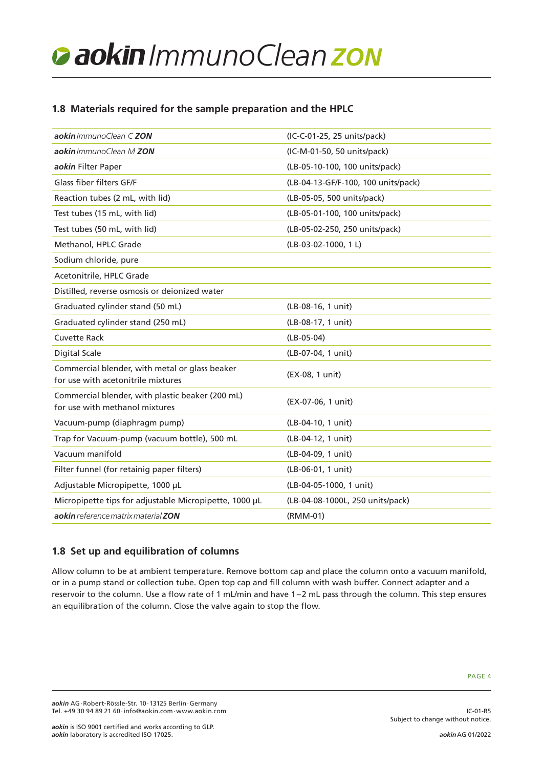## 1.8 Materials required for the sample preparation and the HPLC

| | |
|---|---|
| ***aokin** ImmunoClean C* ***ZON*** | (IC-C-01-25, 25 units/pack) |
| ***aokin** ImmunoClean M* ***ZON*** | (IC-M-01-50, 50 units/pack) |
| ***aokin*** Filter Paper | (LB-05-10-100, 100 units/pack) |
| Glass fiber filters GF/F | (LB-04-13-GF/F-100, 100 units/pack) |
| Reaction tubes (2 mL, with lid) | (LB-05-05, 500 units/pack) |
| Test tubes (15 mL, with lid) | (LB-05-01-100, 100 units/pack) |
| Test tubes (50 mL, with lid) | (LB-05-02-250, 250 units/pack) |
| Methanol, HPLC Grade | (LB-03-02-1000, 1 L) |
| Sodium chloride, pure | |
| Acetonitrile, HPLC Grade | |
| Distilled, reverse osmosis or deionized water | |
| Graduated cylinder stand (50 mL) | (LB-08-16, 1 unit) |
| Graduated cylinder stand (250 mL) | (LB-08-17, 1 unit) |
| Cuvette Rack | (LB-05-04) |
| Digital Scale | (LB-07-04, 1 unit) |
| Commercial blender, with metal or glass beaker for use with acetonitrile mixtures | (EX-08, 1 unit) |
| Commercial blender, with plastic beaker (200 mL) for use with methanol mixtures | (EX-07-06, 1 unit) |
| Vacuum-pump (diaphragm pump) | (LB-04-10, 1 unit) |
| Trap for Vacuum-pump (vacuum bottle), 500 mL | (LB-04-12, 1 unit) |
| Vacuum manifold | (LB-04-09, 1 unit) |
| Filter funnel (for retainig paper filters) | (LB-06-01, 1 unit) |
| Adjustable Micropipette, 1000 µL | (LB-04-05-1000, 1 unit) |
| Micropipette tips for adjustable Micropipette, 1000 µL | (LB-04-08-1000L, 250 units/pack) |
| ***aokin** reference matrix material* ***ZON*** | (RMM-01) |

## 1.8 Set up and equilibration of columns

Allow column to be at ambient temperature. Remove bottom cap and place the column onto a vacuum manifold, or in a pump stand or collection tube. Open top cap and fill column with wash buffer. Connect adapter and a reservoir to the column. Use a flow rate of 1 mL/min and have 1–2 mL pass through the column. This step ensures an equilibration of the column. Close the valve again to stop the flow.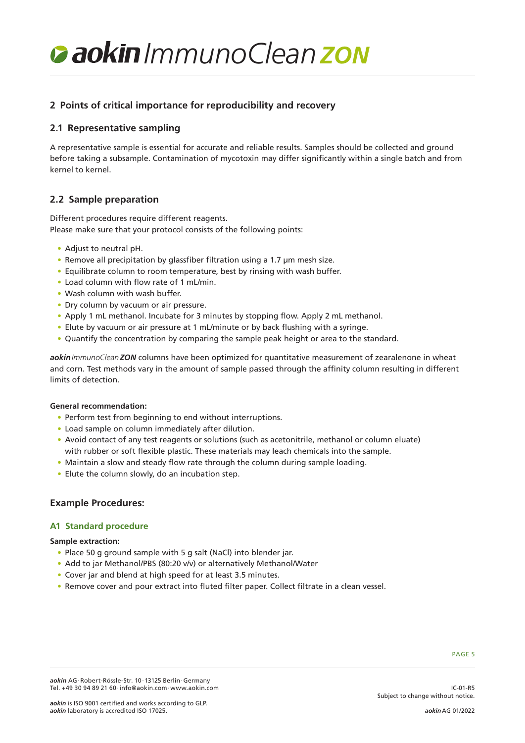## 2 Points of critical importance for reproducibility and recovery

### 2.1 Representative sampling

A representative sample is essential for accurate and reliable results. Samples should be collected and ground before taking a subsample. Contamination of mycotoxin may differ significantly within a single batch and from kernel to kernel.

### 2.2 Sample preparation

Different procedures require different reagents.
Please make sure that your protocol consists of the following points:

- Adjust to neutral pH.
- Remove all precipitation by glassfiber filtration using a 1.7 µm mesh size.
- Equilibrate column to room temperature, best by rinsing with wash buffer.
- Load column with flow rate of 1 mL/min.
- Wash column with wash buffer.
- Dry column by vacuum or air pressure.
- Apply 1 mL methanol. Incubate for 3 minutes by stopping flow. Apply 2 mL methanol.
- Elute by vacuum or air pressure at 1 mL/minute or by back flushing with a syringe.
- Quantify the concentration by comparing the sample peak height or area to the standard.

***aokin*** *ImmunoClean* ***ZON*** columns have been optimized for quantitative measurement of zearalenone in wheat and corn. Test methods vary in the amount of sample passed through the affinity column resulting in different limits of detection.

**General recommendation:**

- Perform test from beginning to end without interruptions.
- Load sample on column immediately after dilution.
- Avoid contact of any test reagents or solutions (such as acetonitrile, methanol or column eluate) with rubber or soft flexible plastic. These materials may leach chemicals into the sample.
- Maintain a slow and steady flow rate through the column during sample loading.
- Elute the column slowly, do an incubation step.

## Example Procedures:

### A1 Standard procedure

**Sample extraction:**

- Place 50 g ground sample with 5 g salt (NaCl) into blender jar.
- Add to jar Methanol/PBS (80:20 v/v) or alternatively Methanol/Water
- Cover jar and blend at high speed for at least 3.5 minutes.
- Remove cover and pour extract into fluted filter paper. Collect filtrate in a clean vessel.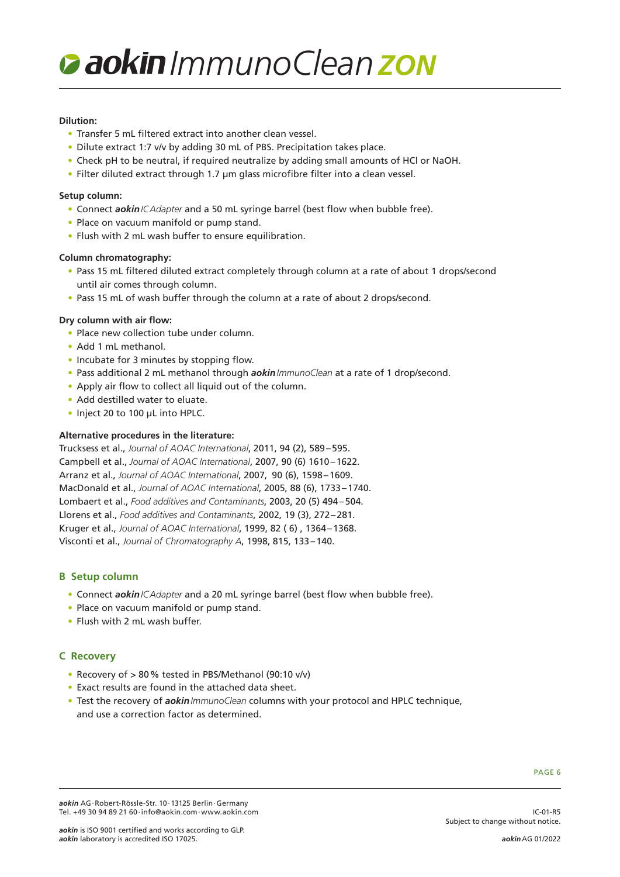**Dilution:**

- Transfer 5 mL filtered extract into another clean vessel.
- Dilute extract 1:7 v/v by adding 30 mL of PBS. Precipitation takes place.
- Check pH to be neutral, if required neutralize by adding small amounts of HCl or NaOH.
- Filter diluted extract through 1.7 µm glass microfibre filter into a clean vessel.

**Setup column:**

- Connect ***aokin*** *ICAdapter* and a 50 mL syringe barrel (best flow when bubble free).
- Place on vacuum manifold or pump stand.
- Flush with 2 mL wash buffer to ensure equilibration.

**Column chromatography:**

- Pass 15 mL filtered diluted extract completely through column at a rate of about 1 drops/second until air comes through column.
- Pass 15 mL of wash buffer through the column at a rate of about 2 drops/second.

**Dry column with air flow:**

- Place new collection tube under column.
- Add 1 mL methanol.
- Incubate for 3 minutes by stopping flow.
- Pass additional 2 mL methanol through ***aokin*** *ImmunoClean* at a rate of 1 drop/second.
- Apply air flow to collect all liquid out of the column.
- Add destilled water to eluate.
- Inject 20 to 100 µL into HPLC.

**Alternative procedures in the literature:**

Trucksess et al., *Journal of AOAC International*, 2011, 94 (2), 589 – 595.
Campbell et al., *Journal of AOAC International*, 2007, 90 (6) 1610 – 1622.
Arranz et al., *Journal of AOAC International*, 2007, 90 (6), 1598 – 1609.
MacDonald et al., *Journal of AOAC International*, 2005, 88 (6), 1733 – 1740.
Lombaert et al., *Food additives and Contaminants*, 2003, 20 (5) 494 – 504.
Llorens et al., *Food additives and Contaminants*, 2002, 19 (3), 272 – 281.
Kruger et al., *Journal of AOAC International*, 1999, 82 ( 6) , 1364 – 1368.
Visconti et al., *Journal of Chromatography A*, 1998, 815, 133 – 140.

## B Setup column

- Connect ***aokin*** *ICAdapter* and a 20 mL syringe barrel (best flow when bubble free).
- Place on vacuum manifold or pump stand.
- Flush with 2 mL wash buffer.

## C Recovery

- Recovery of > 80 % tested in PBS/Methanol (90:10 v/v)
- Exact results are found in the attached data sheet.
- Test the recovery of ***aokin*** *ImmunoClean* columns with your protocol and HPLC technique, and use a correction factor as determined.

***aokin*** AG · Robert-Rössle-Str. 10 · 13125 Berlin · Germany
Tel. +49 30 94 89 21 60 · info@aokin.com · www.aokin.com

***aokin*** is ISO 9001 certified and works according to GLP.
***aokin*** laboratory is accredited ISO 17025.

IC-01-R5
Subject to change without notice.

***aokin*** AG 01/2022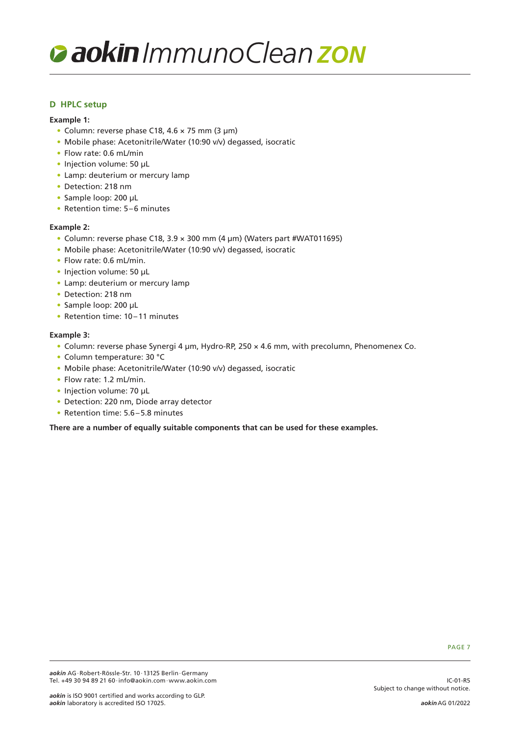## D HPLC setup

**Example 1:**

- Column: reverse phase C18, 4.6 × 75 mm (3 µm)
- Mobile phase: Acetonitrile/Water (10:90 v/v) degassed, isocratic
- Flow rate: 0.6 mL/min
- Injection volume: 50 µL
- Lamp: deuterium or mercury lamp
- Detection: 218 nm
- Sample loop: 200 µL
- Retention time: 5–6 minutes

**Example 2:**

- Column: reverse phase C18, 3.9 × 300 mm (4 µm) (Waters part #WAT011695)
- Mobile phase: Acetonitrile/Water (10:90 v/v) degassed, isocratic
- Flow rate: 0.6 mL/min.
- Injection volume: 50 µL
- Lamp: deuterium or mercury lamp
- Detection: 218 nm
- Sample loop: 200 µL
- Retention time: 10–11 minutes

**Example 3:**

- Column: reverse phase Synergi 4 µm, Hydro-RP, 250 × 4.6 mm, with precolumn, Phenomenex Co.
- Column temperature: 30 °C
- Mobile phase: Acetonitrile/Water (10:90 v/v) degassed, isocratic
- Flow rate: 1.2 mL/min.
- Injection volume: 70 µL
- Detection: 220 nm, Diode array detector
- Retention time: 5.6–5.8 minutes

**There are a number of equally suitable components that can be used for these examples.**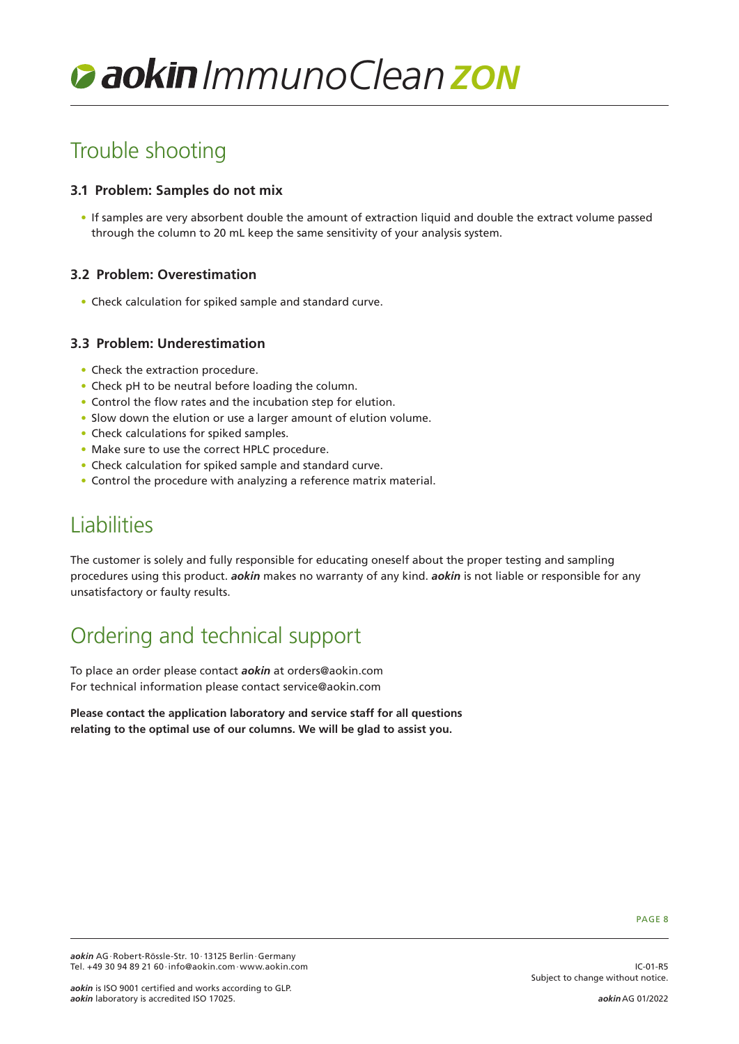# aokin ImmunoClean ZON

## Trouble shooting

### 3.1 Problem: Samples do not mix

- If samples are very absorbent double the amount of extraction liquid and double the extract volume passed through the column to 20 mL keep the same sensitivity of your analysis system.

### 3.2 Problem: Overestimation

- Check calculation for spiked sample and standard curve.

### 3.3 Problem: Underestimation

- Check the extraction procedure.
- Check pH to be neutral before loading the column.
- Control the flow rates and the incubation step for elution.
- Slow down the elution or use a larger amount of elution volume.
- Check calculations for spiked samples.
- Make sure to use the correct HPLC procedure.
- Check calculation for spiked sample and standard curve.
- Control the procedure with analyzing a reference matrix material.

## Liabilities

The customer is solely and fully responsible for educating oneself about the proper testing and sampling procedures using this product. ***aokin*** makes no warranty of any kind. ***aokin*** is not liable or responsible for any unsatisfactory or faulty results.

## Ordering and technical support

To place an order please contact ***aokin*** at orders@aokin.com
For technical information please contact service@aokin.com

**Please contact the application laboratory and service staff for all questions relating to the optimal use of our columns. We will be glad to assist you.**

***aokin*** AG · Robert-Rössle-Str. 10 · 13125 Berlin · Germany
Tel. +49 30 94 89 21 60 · info@aokin.com · www.aokin.com

***aokin*** is ISO 9001 certified and works according to GLP.
***aokin*** laboratory is accredited ISO 17025.

IC-01-R5
Subject to change without notice.

***aokin*** AG 01/2022